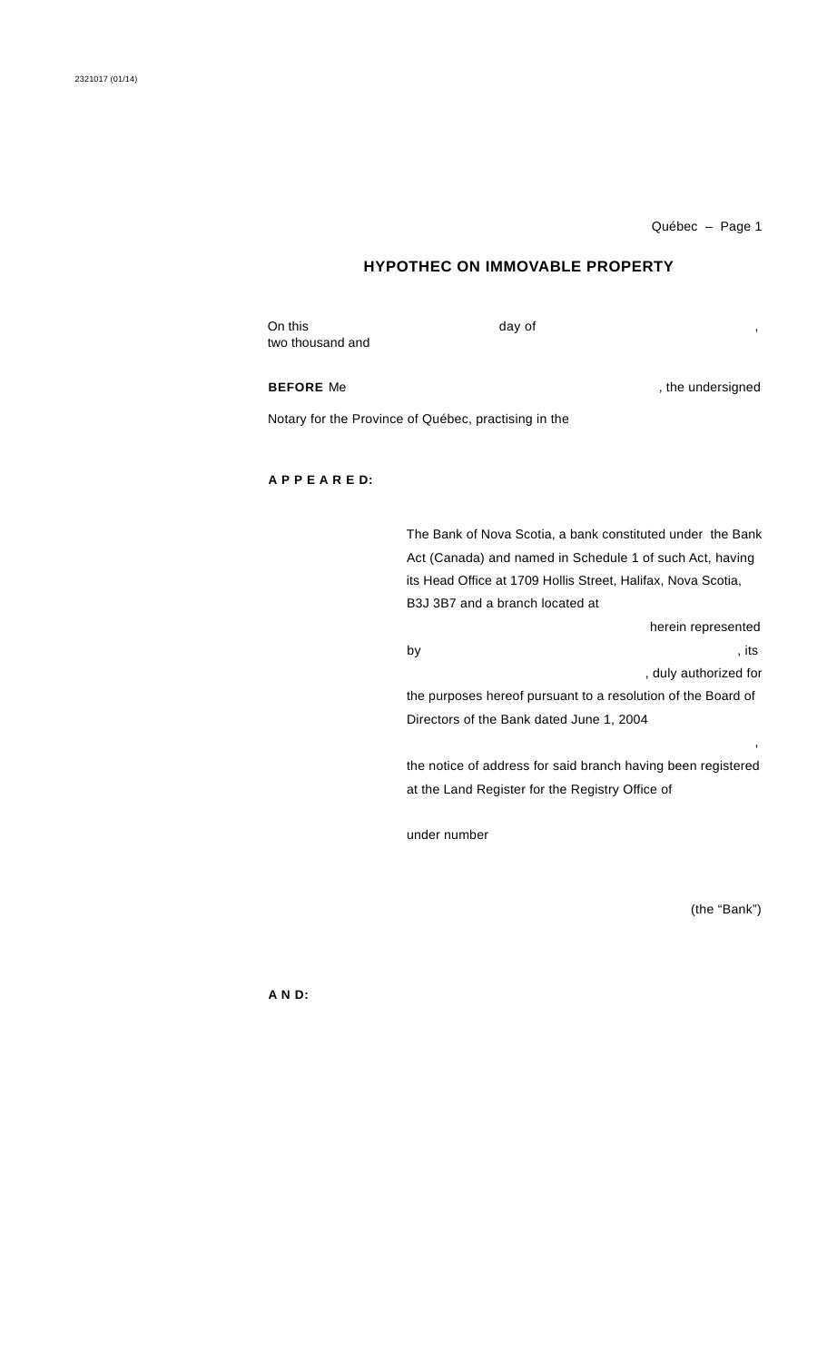# HYPOTHEC ON IMMOVABLE PROPERTY

On this day of , two thousand and

**BEFORE** Me , the undersigned Notary for the Province of Québec, practising in the

**A P P E A R E D:**

The Bank of Nova Scotia, a bank constituted under the Bank Act (Canada) and named in Schedule 1 of such Act, having its Head Office at 1709 Hollis Street, Halifax, Nova Scotia, B3J 3B7 and a branch located at herein represented by , its , duly authorized for the purposes hereof pursuant to a resolution of the Board of Directors of the Bank dated June 1, 2004 ,

the notice of address for said branch having been registered at the Land Register for the Registry Office of

under number

(the "Bank")

**A N D:**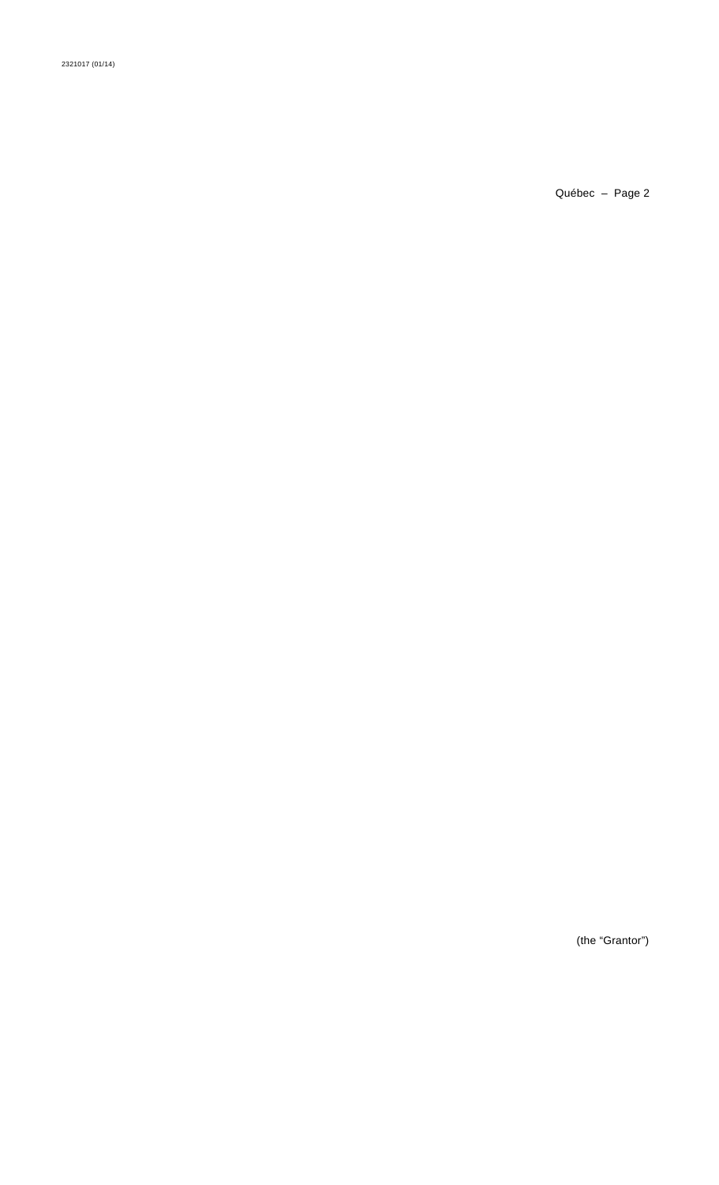(the “Grantor”)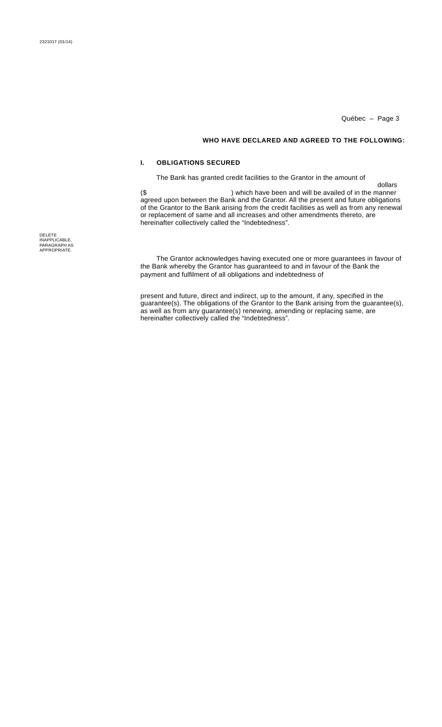**WHO HAVE DECLARED AND AGREED TO THE FOLLOWING:**

## I. OBLIGATIONS SECURED

The Bank has granted credit facilities to the Grantor in the amount of dollars ($ ) which have been and will be availed of in the manner agreed upon between the Bank and the Grantor. All the present and future obligations of the Grantor to the Bank arising from the credit facilities as well as from any renewal or replacement of same and all increases and other amendments thereto, are hereinafter collectively called the “Indebtedness”.

DELETE INAPPLICABLE, PARAGRAPH AS APPROPRIATE.

The Grantor acknowledges having executed one or more guarantees in favour of the Bank whereby the Grantor has guaranteed to and in favour of the Bank the payment and fulfilment of all obligations and indebtedness of

present and future, direct and indirect, up to the amount, if any, specified in the guarantee(s). The obligations of the Grantor to the Bank arising from the guarantee(s), as well as from any guarantee(s) renewing, amending or replacing same, are hereinafter collectively called the “Indebtedness”.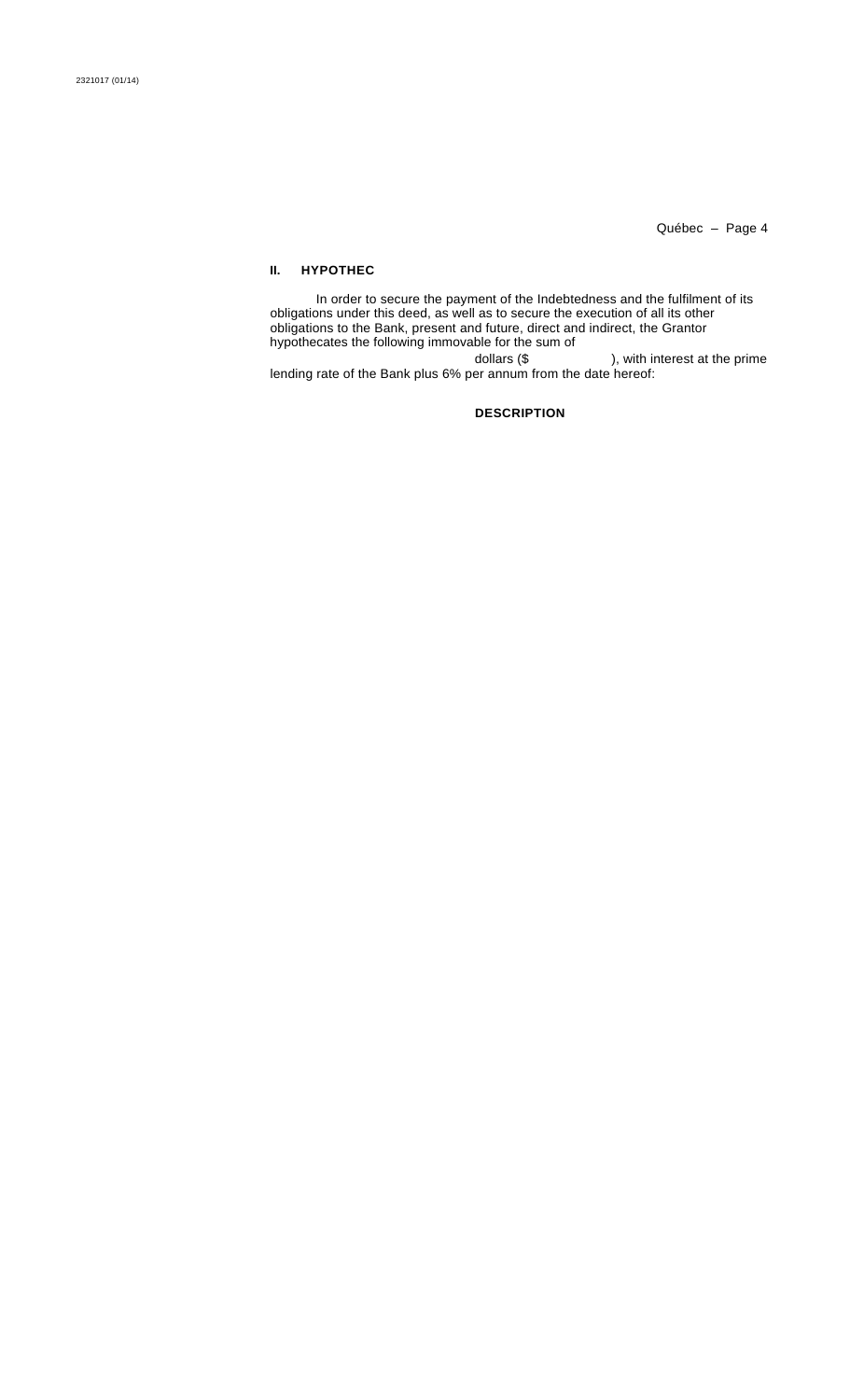## II. HYPOTHEC

In order to secure the payment of the Indebtedness and the fulfilment of its obligations under this deed, as well as to secure the execution of all its other obligations to the Bank, present and future, direct and indirect, the Grantor hypothecates the following immovable for the sum of dollars ($ ), with interest at the prime lending rate of the Bank plus 6% per annum from the date hereof:

**DESCRIPTION**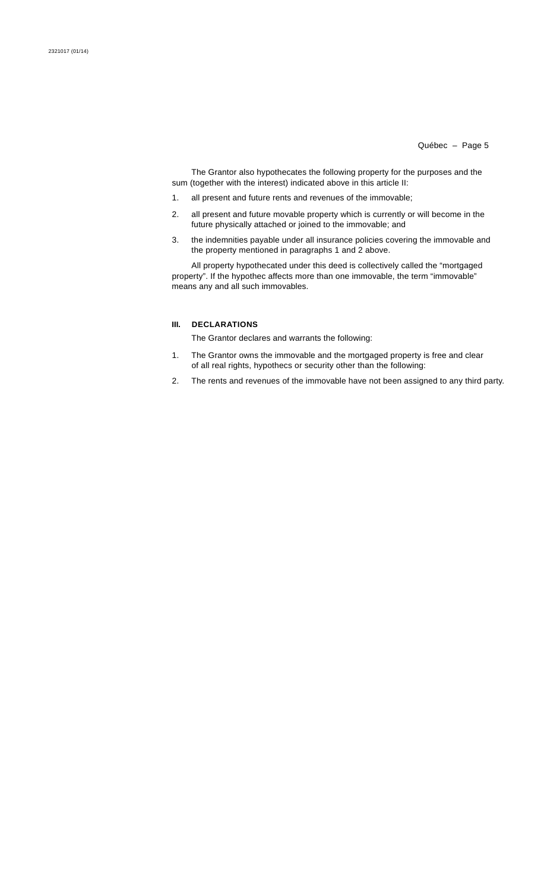The Grantor also hypothecates the following property for the purposes and the sum (together with the interest) indicated above in this article II:

1. all present and future rents and revenues of the immovable;
2. all present and future movable property which is currently or will become in the future physically attached or joined to the immovable; and
3. the indemnities payable under all insurance policies covering the immovable and the property mentioned in paragraphs 1 and 2 above.

All property hypothecated under this deed is collectively called the “mortgaged property”. If the hypothec affects more than one immovable, the term “immovable” means any and all such immovables.

### III. DECLARATIONS

The Grantor declares and warrants the following:

1. The Grantor owns the immovable and the mortgaged property is free and clear of all real rights, hypothecs or security other than the following:
2. The rents and revenues of the immovable have not been assigned to any third party.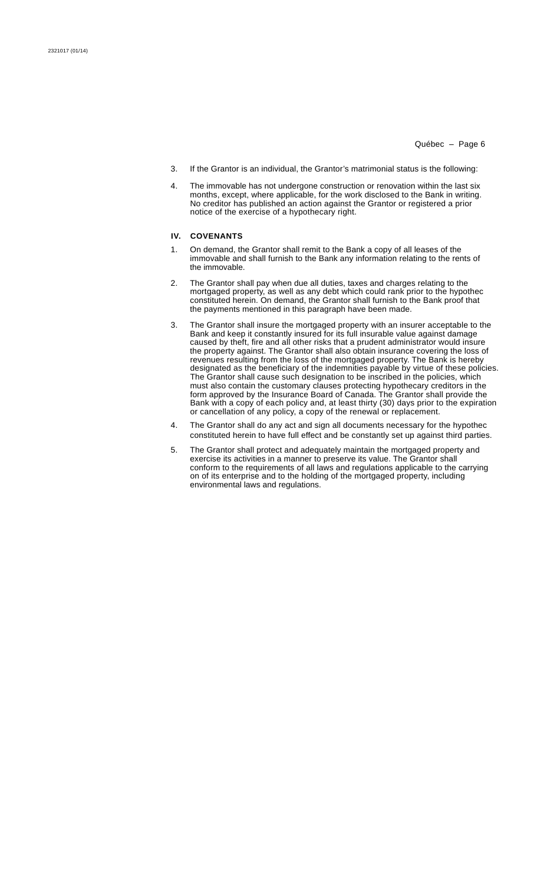3. If the Grantor is an individual, the Grantor's matrimonial status is the following:

4. The immovable has not undergone construction or renovation within the last six months, except, where applicable, for the work disclosed to the Bank in writing. No creditor has published an action against the Grantor or registered a prior notice of the exercise of a hypothecary right.

## IV. COVENANTS

1. On demand, the Grantor shall remit to the Bank a copy of all leases of the immovable and shall furnish to the Bank any information relating to the rents of the immovable.

2. The Grantor shall pay when due all duties, taxes and charges relating to the mortgaged property, as well as any debt which could rank prior to the hypothec constituted herein. On demand, the Grantor shall furnish to the Bank proof that the payments mentioned in this paragraph have been made.

3. The Grantor shall insure the mortgaged property with an insurer acceptable to the Bank and keep it constantly insured for its full insurable value against damage caused by theft, fire and all other risks that a prudent administrator would insure the property against. The Grantor shall also obtain insurance covering the loss of revenues resulting from the loss of the mortgaged property. The Bank is hereby designated as the beneficiary of the indemnities payable by virtue of these policies. The Grantor shall cause such designation to be inscribed in the policies, which must also contain the customary clauses protecting hypothecary creditors in the form approved by the Insurance Board of Canada. The Grantor shall provide the Bank with a copy of each policy and, at least thirty (30) days prior to the expiration or cancellation of any policy, a copy of the renewal or replacement.

4. The Grantor shall do any act and sign all documents necessary for the hypothec constituted herein to have full effect and be constantly set up against third parties.

5. The Grantor shall protect and adequately maintain the mortgaged property and exercise its activities in a manner to preserve its value. The Grantor shall conform to the requirements of all laws and regulations applicable to the carrying on of its enterprise and to the holding of the mortgaged property, including environmental laws and regulations.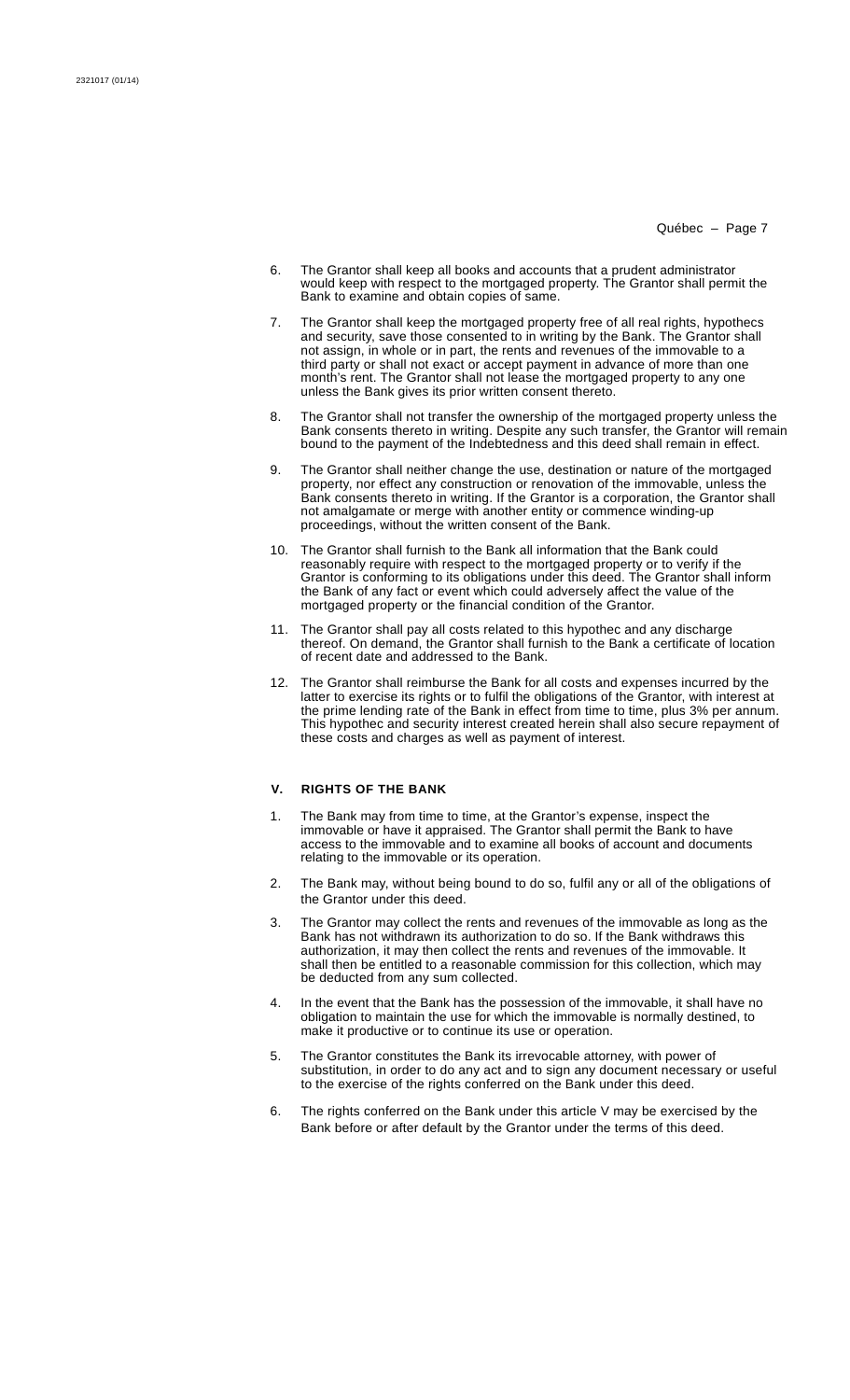6. The Grantor shall keep all books and accounts that a prudent administrator would keep with respect to the mortgaged property. The Grantor shall permit the Bank to examine and obtain copies of same.

7. The Grantor shall keep the mortgaged property free of all real rights, hypothecs and security, save those consented to in writing by the Bank. The Grantor shall not assign, in whole or in part, the rents and revenues of the immovable to a third party or shall not exact or accept payment in advance of more than one month's rent. The Grantor shall not lease the mortgaged property to any one unless the Bank gives its prior written consent thereto.

8. The Grantor shall not transfer the ownership of the mortgaged property unless the Bank consents thereto in writing. Despite any such transfer, the Grantor will remain bound to the payment of the Indebtedness and this deed shall remain in effect.

9. The Grantor shall neither change the use, destination or nature of the mortgaged property, nor effect any construction or renovation of the immovable, unless the Bank consents thereto in writing. If the Grantor is a corporation, the Grantor shall not amalgamate or merge with another entity or commence winding-up proceedings, without the written consent of the Bank.

10. The Grantor shall furnish to the Bank all information that the Bank could reasonably require with respect to the mortgaged property or to verify if the Grantor is conforming to its obligations under this deed. The Grantor shall inform the Bank of any fact or event which could adversely affect the value of the mortgaged property or the financial condition of the Grantor.

11. The Grantor shall pay all costs related to this hypothec and any discharge thereof. On demand, the Grantor shall furnish to the Bank a certificate of location of recent date and addressed to the Bank.

12. The Grantor shall reimburse the Bank for all costs and expenses incurred by the latter to exercise its rights or to fulfil the obligations of the Grantor, with interest at the prime lending rate of the Bank in effect from time to time, plus 3% per annum. This hypothec and security interest created herein shall also secure repayment of these costs and charges as well as payment of interest.

## V. RIGHTS OF THE BANK

1. The Bank may from time to time, at the Grantor's expense, inspect the immovable or have it appraised. The Grantor shall permit the Bank to have access to the immovable and to examine all books of account and documents relating to the immovable or its operation.

2. The Bank may, without being bound to do so, fulfil any or all of the obligations of the Grantor under this deed.

3. The Grantor may collect the rents and revenues of the immovable as long as the Bank has not withdrawn its authorization to do so. If the Bank withdraws this authorization, it may then collect the rents and revenues of the immovable. It shall then be entitled to a reasonable commission for this collection, which may be deducted from any sum collected.

4. In the event that the Bank has the possession of the immovable, it shall have no obligation to maintain the use for which the immovable is normally destined, to make it productive or to continue its use or operation.

5. The Grantor constitutes the Bank its irrevocable attorney, with power of substitution, in order to do any act and to sign any document necessary or useful to the exercise of the rights conferred on the Bank under this deed.

6. The rights conferred on the Bank under this article V may be exercised by the Bank before or after default by the Grantor under the terms of this deed.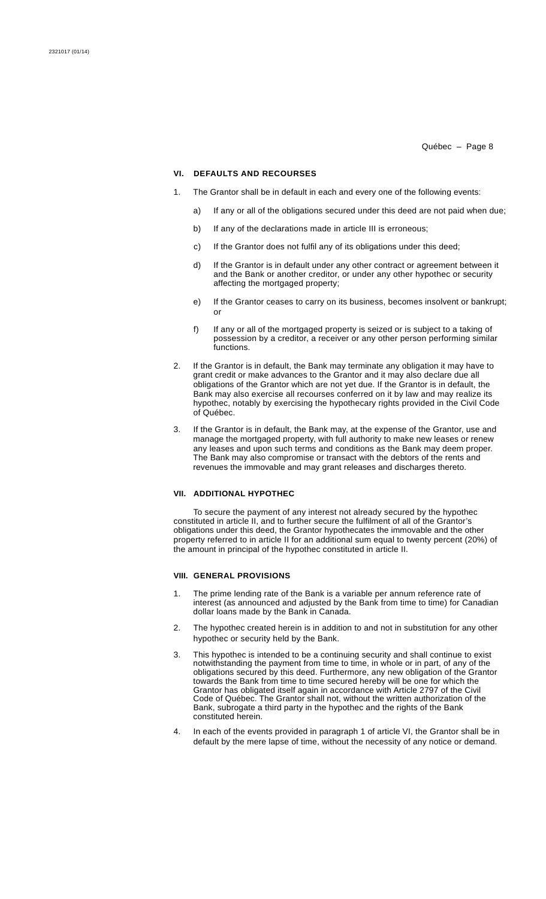## VI. DEFAULTS AND RECOURSES

1. The Grantor shall be in default in each and every one of the following events:

   a) If any or all of the obligations secured under this deed are not paid when due;

   b) If any of the declarations made in article III is erroneous;

   c) If the Grantor does not fulfil any of its obligations under this deed;

   d) If the Grantor is in default under any other contract or agreement between it and the Bank or another creditor, or under any other hypothec or security affecting the mortgaged property;

   e) If the Grantor ceases to carry on its business, becomes insolvent or bankrupt; or

   f) If any or all of the mortgaged property is seized or is subject to a taking of possession by a creditor, a receiver or any other person performing similar functions.

2. If the Grantor is in default, the Bank may terminate any obligation it may have to grant credit or make advances to the Grantor and it may also declare due all obligations of the Grantor which are not yet due. If the Grantor is in default, the Bank may also exercise all recourses conferred on it by law and may realize its hypothec, notably by exercising the hypothecary rights provided in the Civil Code of Québec.

3. If the Grantor is in default, the Bank may, at the expense of the Grantor, use and manage the mortgaged property, with full authority to make new leases or renew any leases and upon such terms and conditions as the Bank may deem proper. The Bank may also compromise or transact with the debtors of the rents and revenues the immovable and may grant releases and discharges thereto.

## VII. ADDITIONAL HYPOTHEC

To secure the payment of any interest not already secured by the hypothec constituted in article II, and to further secure the fulfilment of all of the Grantor's obligations under this deed, the Grantor hypothecates the immovable and the other property referred to in article II for an additional sum equal to twenty percent (20%) of the amount in principal of the hypothec constituted in article II.

## VIII. GENERAL PROVISIONS

1. The prime lending rate of the Bank is a variable per annum reference rate of interest (as announced and adjusted by the Bank from time to time) for Canadian dollar loans made by the Bank in Canada.

2. The hypothec created herein is in addition to and not in substitution for any other hypothec or security held by the Bank.

3. This hypothec is intended to be a continuing security and shall continue to exist notwithstanding the payment from time to time, in whole or in part, of any of the obligations secured by this deed. Furthermore, any new obligation of the Grantor towards the Bank from time to time secured hereby will be one for which the Grantor has obligated itself again in accordance with Article 2797 of the Civil Code of Québec. The Grantor shall not, without the written authorization of the Bank, subrogate a third party in the hypothec and the rights of the Bank constituted herein.

4. In each of the events provided in paragraph 1 of article VI, the Grantor shall be in default by the mere lapse of time, without the necessity of any notice or demand.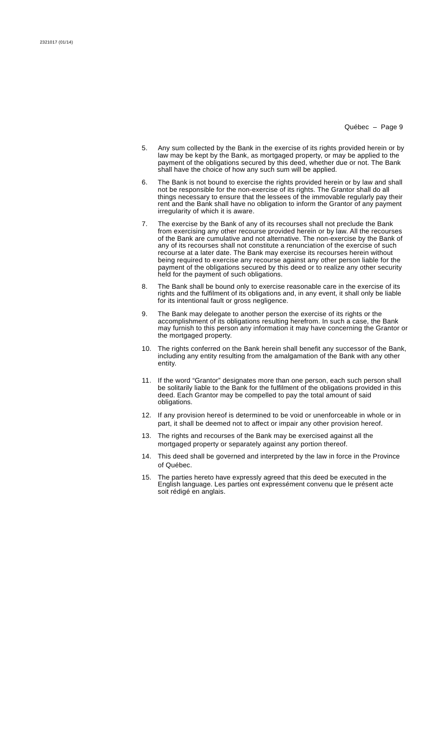5. Any sum collected by the Bank in the exercise of its rights provided herein or by law may be kept by the Bank, as mortgaged property, or may be applied to the payment of the obligations secured by this deed, whether due or not. The Bank shall have the choice of how any such sum will be applied.

6. The Bank is not bound to exercise the rights provided herein or by law and shall not be responsible for the non-exercise of its rights. The Grantor shall do all things necessary to ensure that the lessees of the immovable regularly pay their rent and the Bank shall have no obligation to inform the Grantor of any payment irregularity of which it is aware.

7. The exercise by the Bank of any of its recourses shall not preclude the Bank from exercising any other recourse provided herein or by law. All the recourses of the Bank are cumulative and not alternative. The non-exercise by the Bank of any of its recourses shall not constitute a renunciation of the exercise of such recourse at a later date. The Bank may exercise its recourses herein without being required to exercise any recourse against any other person liable for the payment of the obligations secured by this deed or to realize any other security held for the payment of such obligations.

8. The Bank shall be bound only to exercise reasonable care in the exercise of its rights and the fulfilment of its obligations and, in any event, it shall only be liable for its intentional fault or gross negligence.

9. The Bank may delegate to another person the exercise of its rights or the accomplishment of its obligations resulting herefrom. In such a case, the Bank may furnish to this person any information it may have concerning the Grantor or the mortgaged property.

10. The rights conferred on the Bank herein shall benefit any successor of the Bank, including any entity resulting from the amalgamation of the Bank with any other entity.

11. If the word "Grantor" designates more than one person, each such person shall be solitarily liable to the Bank for the fulfilment of the obligations provided in this deed. Each Grantor may be compelled to pay the total amount of said obligations.

12. If any provision hereof is determined to be void or unenforceable in whole or in part, it shall be deemed not to affect or impair any other provision hereof.

13. The rights and recourses of the Bank may be exercised against all the mortgaged property or separately against any portion thereof.

14. This deed shall be governed and interpreted by the law in force in the Province of Québec.

15. The parties hereto have expressly agreed that this deed be executed in the English language. Les parties ont expressément convenu que le présent acte soit rédigé en anglais.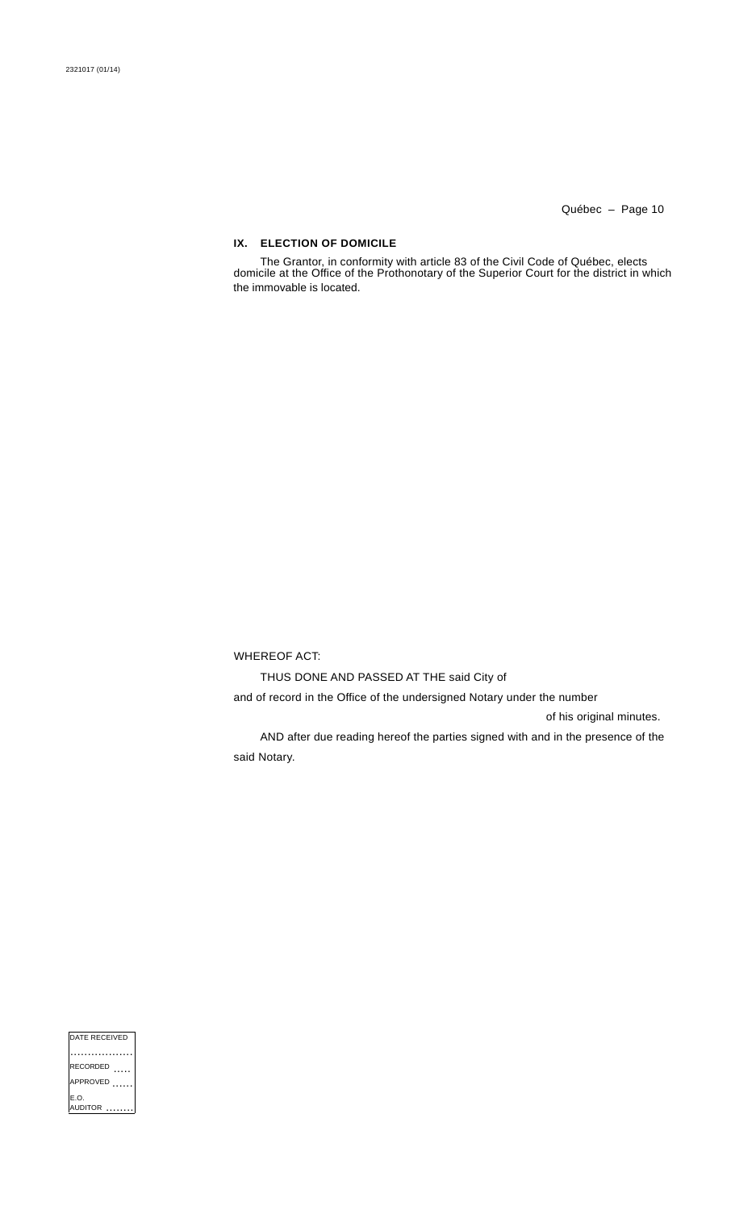## IX. ELECTION OF DOMICILE

The Grantor, in conformity with article 83 of the Civil Code of Québec, elects domicile at the Office of the Prothonotary of the Superior Court for the district in which the immovable is located.

WHEREOF ACT:

THUS DONE AND PASSED AT THE said City of

and of record in the Office of the undersigned Notary under the number

of his original minutes.

AND after due reading hereof the parties signed with and in the presence of the said Notary.

| DATE RECEIVED |
|---|
| .................. |
| RECORDED ..... |
| APPROVED ...... |
| E.O. AUDITOR ........ |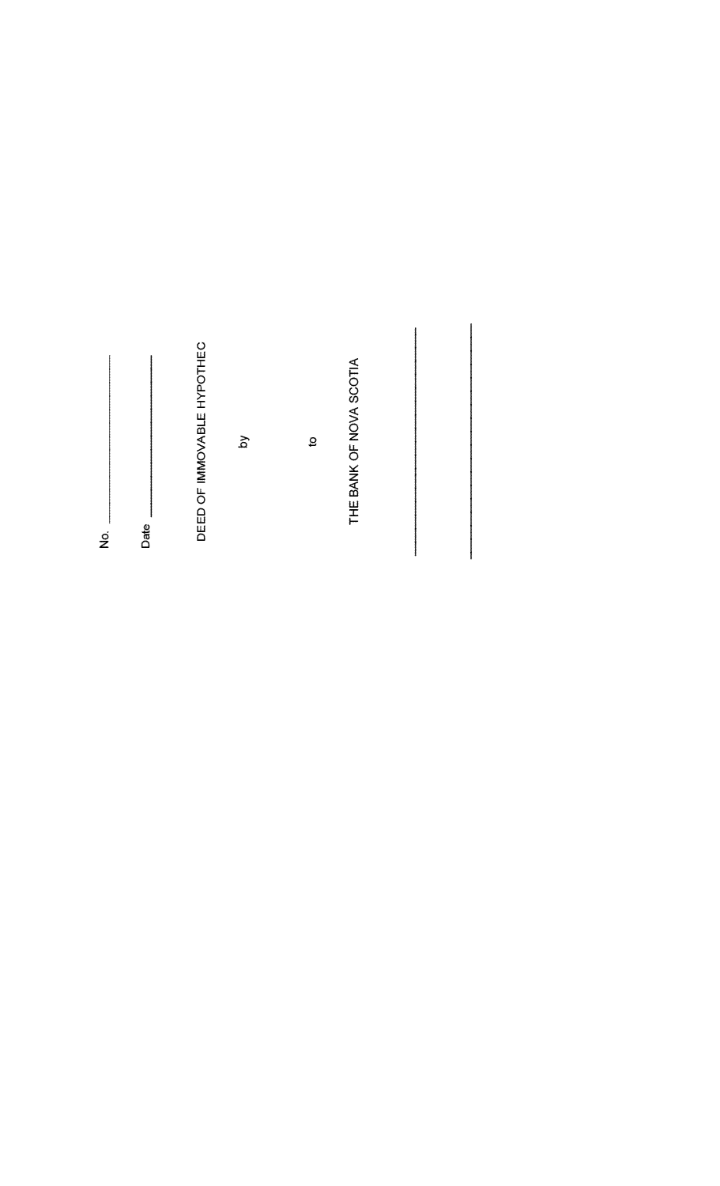No. ____________________

Date ____________________

DEED OF IMMOVABLE HYPOTHEC

by

to

THE BANK OF NOVA SCOTIA

____________________

____________________